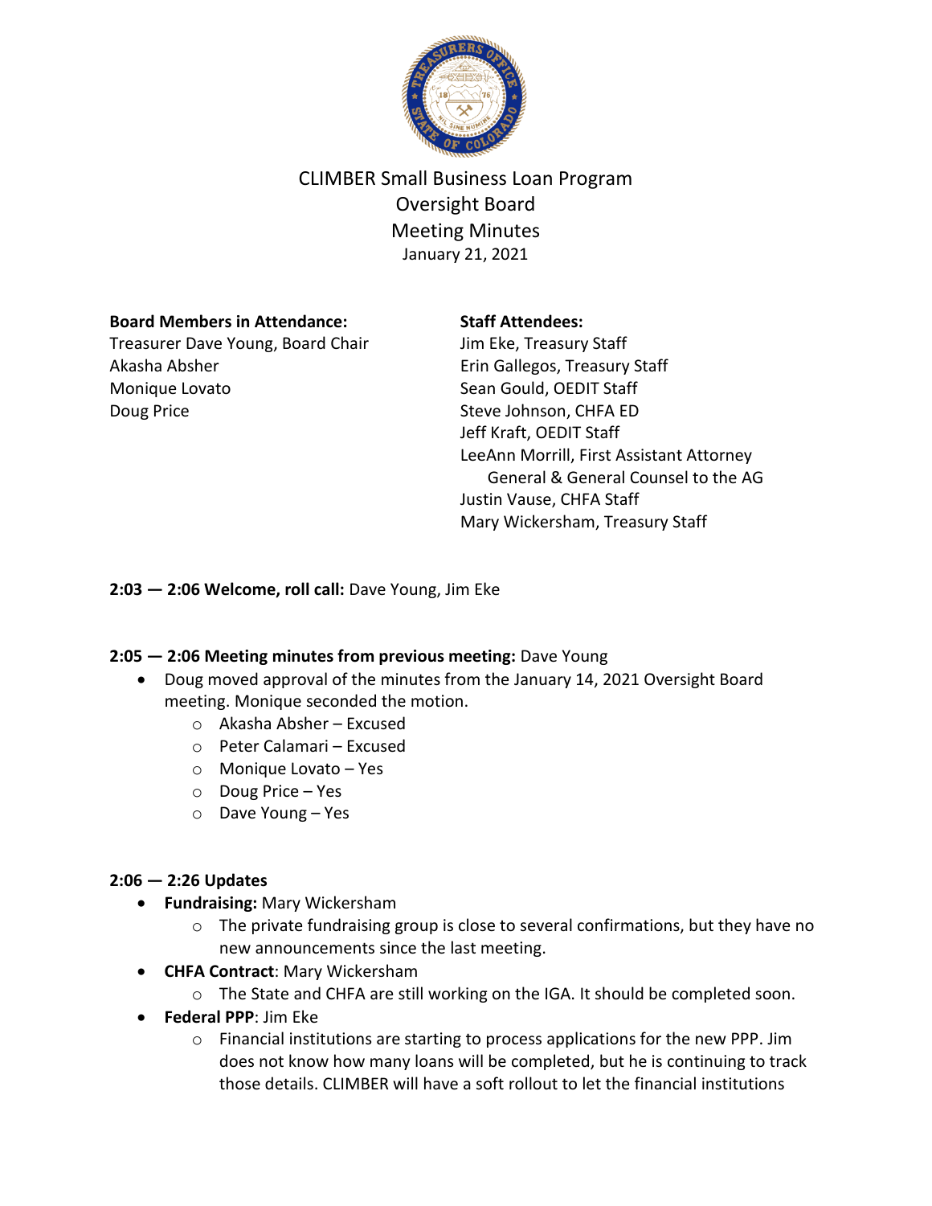# CLIMBER Small Business Loan Program
## Oversight Board
## Meeting Minutes

January 21, 2021

**Board Members in Attendance:**
Treasurer Dave Young, Board Chair
Akasha Absher
Monique Lovato
Doug Price

**Staff Attendees:**
Jim Eke, Treasury Staff
Erin Gallegos, Treasury Staff
Sean Gould, OEDIT Staff
Steve Johnson, CHFA ED
Jeff Kraft, OEDIT Staff
LeeAnn Morrill, First Assistant Attorney General & General Counsel to the AG
Justin Vause, CHFA Staff
Mary Wickersham, Treasury Staff

**2:03 — 2:06 Welcome, roll call:** Dave Young, Jim Eke

**2:05 — 2:06 Meeting minutes from previous meeting:** Dave Young

- Doug moved approval of the minutes from the January 14, 2021 Oversight Board meeting. Monique seconded the motion.
  - Akasha Absher – Excused
  - Peter Calamari – Excused
  - Monique Lovato – Yes
  - Doug Price – Yes
  - Dave Young – Yes

**2:06 — 2:26 Updates**

- **Fundraising:** Mary Wickersham
  - The private fundraising group is close to several confirmations, but they have no new announcements since the last meeting.
- **CHFA Contract**: Mary Wickersham
  - The State and CHFA are still working on the IGA. It should be completed soon.
- **Federal PPP**: Jim Eke
  - Financial institutions are starting to process applications for the new PPP. Jim does not know how many loans will be completed, but he is continuing to track those details. CLIMBER will have a soft rollout to let the financial institutions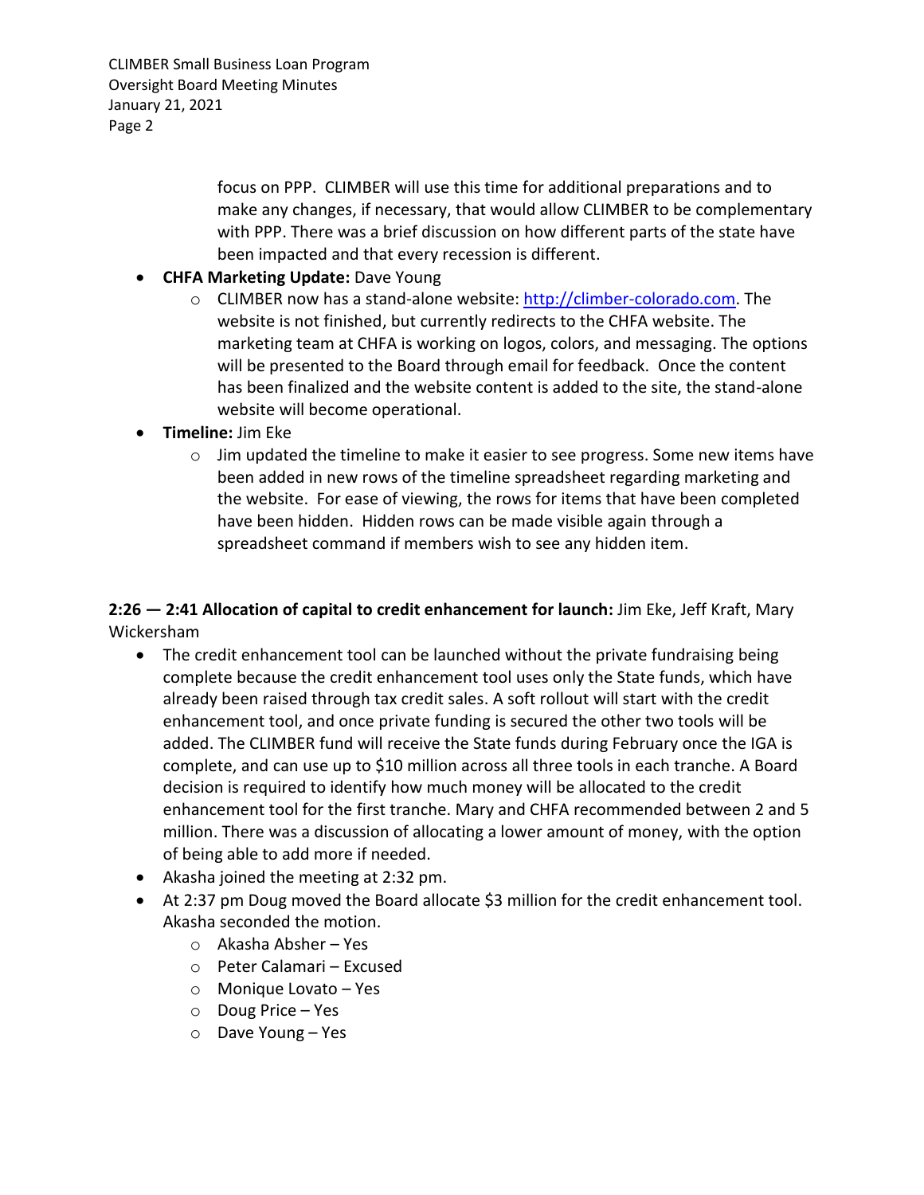focus on PPP. CLIMBER will use this time for additional preparations and to make any changes, if necessary, that would allow CLIMBER to be complementary with PPP. There was a brief discussion on how different parts of the state have been impacted and that every recession is different.

- **CHFA Marketing Update:** Dave Young
  - CLIMBER now has a stand-alone website: [http://climber-colorado.com](http://climber-colorado.com). The website is not finished, but currently redirects to the CHFA website. The marketing team at CHFA is working on logos, colors, and messaging. The options will be presented to the Board through email for feedback. Once the content has been finalized and the website content is added to the site, the stand-alone website will become operational.
- **Timeline:** Jim Eke
  - Jim updated the timeline to make it easier to see progress. Some new items have been added in new rows of the timeline spreadsheet regarding marketing and the website. For ease of viewing, the rows for items that have been completed have been hidden. Hidden rows can be made visible again through a spreadsheet command if members wish to see any hidden item.

**2:26 — 2:41 Allocation of capital to credit enhancement for launch:** Jim Eke, Jeff Kraft, Mary Wickersham

- The credit enhancement tool can be launched without the private fundraising being complete because the credit enhancement tool uses only the State funds, which have already been raised through tax credit sales. A soft rollout will start with the credit enhancement tool, and once private funding is secured the other two tools will be added. The CLIMBER fund will receive the State funds during February once the IGA is complete, and can use up to $10 million across all three tools in each tranche. A Board decision is required to identify how much money will be allocated to the credit enhancement tool for the first tranche. Mary and CHFA recommended between 2 and 5 million. There was a discussion of allocating a lower amount of money, with the option of being able to add more if needed.
- Akasha joined the meeting at 2:32 pm.
- At 2:37 pm Doug moved the Board allocate $3 million for the credit enhancement tool. Akasha seconded the motion.
  - Akasha Absher – Yes
  - Peter Calamari – Excused
  - Monique Lovato – Yes
  - Doug Price – Yes
  - Dave Young – Yes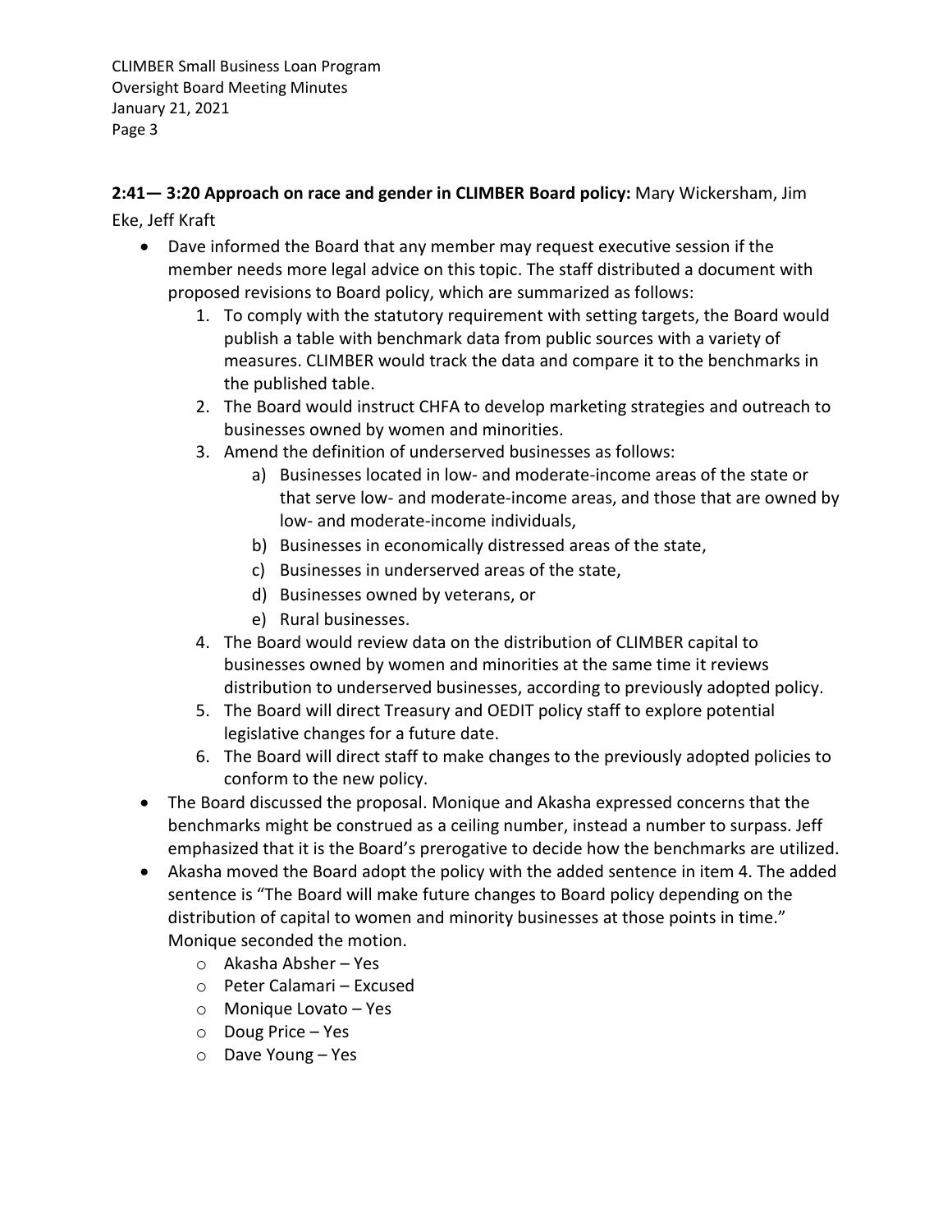**2:41— 3:20 Approach on race and gender in CLIMBER Board policy:** Mary Wickersham, Jim Eke, Jeff Kraft

- Dave informed the Board that any member may request executive session if the member needs more legal advice on this topic. The staff distributed a document with proposed revisions to Board policy, which are summarized as follows:
    1. To comply with the statutory requirement with setting targets, the Board would publish a table with benchmark data from public sources with a variety of measures. CLIMBER would track the data and compare it to the benchmarks in the published table.
    2. The Board would instruct CHFA to develop marketing strategies and outreach to businesses owned by women and minorities.
    3. Amend the definition of underserved businesses as follows:
        a) Businesses located in low- and moderate-income areas of the state or that serve low- and moderate-income areas, and those that are owned by low- and moderate-income individuals,
        b) Businesses in economically distressed areas of the state,
        c) Businesses in underserved areas of the state,
        d) Businesses owned by veterans, or
        e) Rural businesses.
    4. The Board would review data on the distribution of CLIMBER capital to businesses owned by women and minorities at the same time it reviews distribution to underserved businesses, according to previously adopted policy.
    5. The Board will direct Treasury and OEDIT policy staff to explore potential legislative changes for a future date.
    6. The Board will direct staff to make changes to the previously adopted policies to conform to the new policy.
- The Board discussed the proposal. Monique and Akasha expressed concerns that the benchmarks might be construed as a ceiling number, instead a number to surpass. Jeff emphasized that it is the Board's prerogative to decide how the benchmarks are utilized.
- Akasha moved the Board adopt the policy with the added sentence in item 4. The added sentence is "The Board will make future changes to Board policy depending on the distribution of capital to women and minority businesses at those points in time." Monique seconded the motion.
    - Akasha Absher – Yes
    - Peter Calamari – Excused
    - Monique Lovato – Yes
    - Doug Price – Yes
    - Dave Young – Yes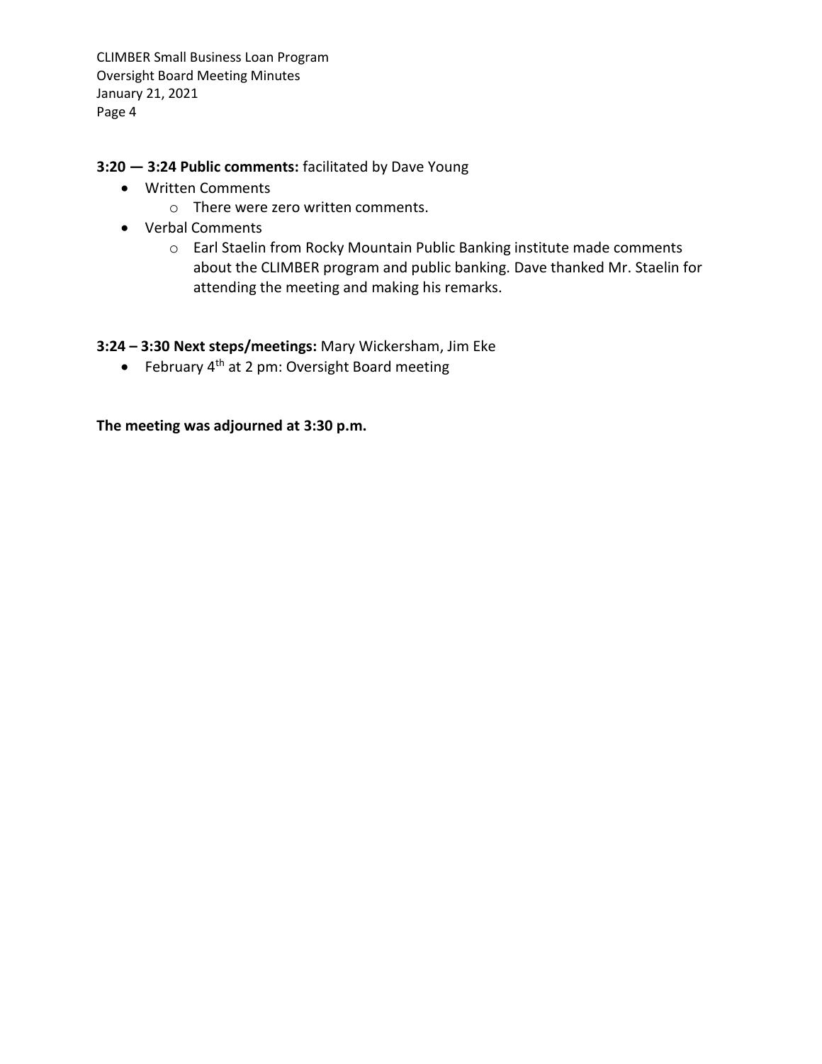**3:20 — 3:24 Public comments:** facilitated by Dave Young

- Written Comments
  - There were zero written comments.
- Verbal Comments
  - Earl Staelin from Rocky Mountain Public Banking institute made comments about the CLIMBER program and public banking. Dave thanked Mr. Staelin for attending the meeting and making his remarks.

**3:24 – 3:30 Next steps/meetings:** Mary Wickersham, Jim Eke

- February 4th at 2 pm: Oversight Board meeting

**The meeting was adjourned at 3:30 p.m.**